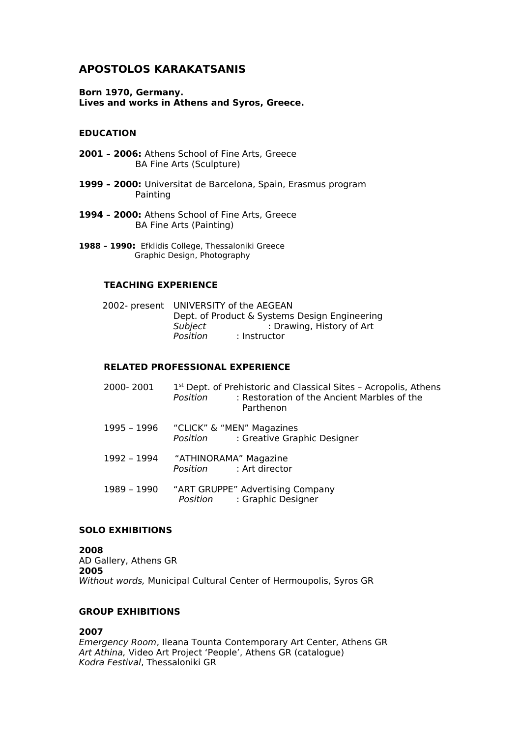# APOSTOLOS KARAKATSANIS

**Born 1970, Germany.**
**Lives and works in Athens and Syros, Greece.**

## EDUCATION

**2001 – 2006:** Athens School of Fine Arts, Greece
BA Fine Arts (Sculpture)

**1999 – 2000:** Universitat de Barcelona, Spain, Erasmus program
Painting

**1994 – 2000:** Athens School of Fine Arts, Greece
BA Fine Arts (Painting)

**1988 – 1990:** Efklidis College, Thessaloniki Greece
Graphic Design, Photography

## TEACHING EXPERIENCE

2002- present UNIVERSITY of the AEGEAN
Dept. of Product & Systems Design Engineering
*Subject* : Drawing, History of Art
*Position* : Instructor

## RELATED PROFESSIONAL EXPERIENCE

2000- 2001 1st Dept. of Prehistoric and Classical Sites – Acropolis, Athens
*Position* : Restoration of the Ancient Marbles of the Parthenon

1995 – 1996 "CLICK" & "MEN" Magazines
*Position* : Greative Graphic Designer

1992 – 1994 "ATHINORAMA" Magazine
*Position* : Art director

1989 – 1990 "ART GRUPPE" Advertising Company
*Position* : Graphic Designer

## SOLO EXHIBITIONS

**2008**
AD Gallery, Athens GR
**2005**
*Without words,* Municipal Cultural Center of Hermoupolis, Syros GR

## GROUP EXHIBITIONS

**2007**
*Emergency Room*, Ileana Tounta Contemporary Art Center, Athens GR
*Art Athina,* Video Art Project 'People', Athens GR (catalogue)
*Kodra Festival*, Thessaloniki GR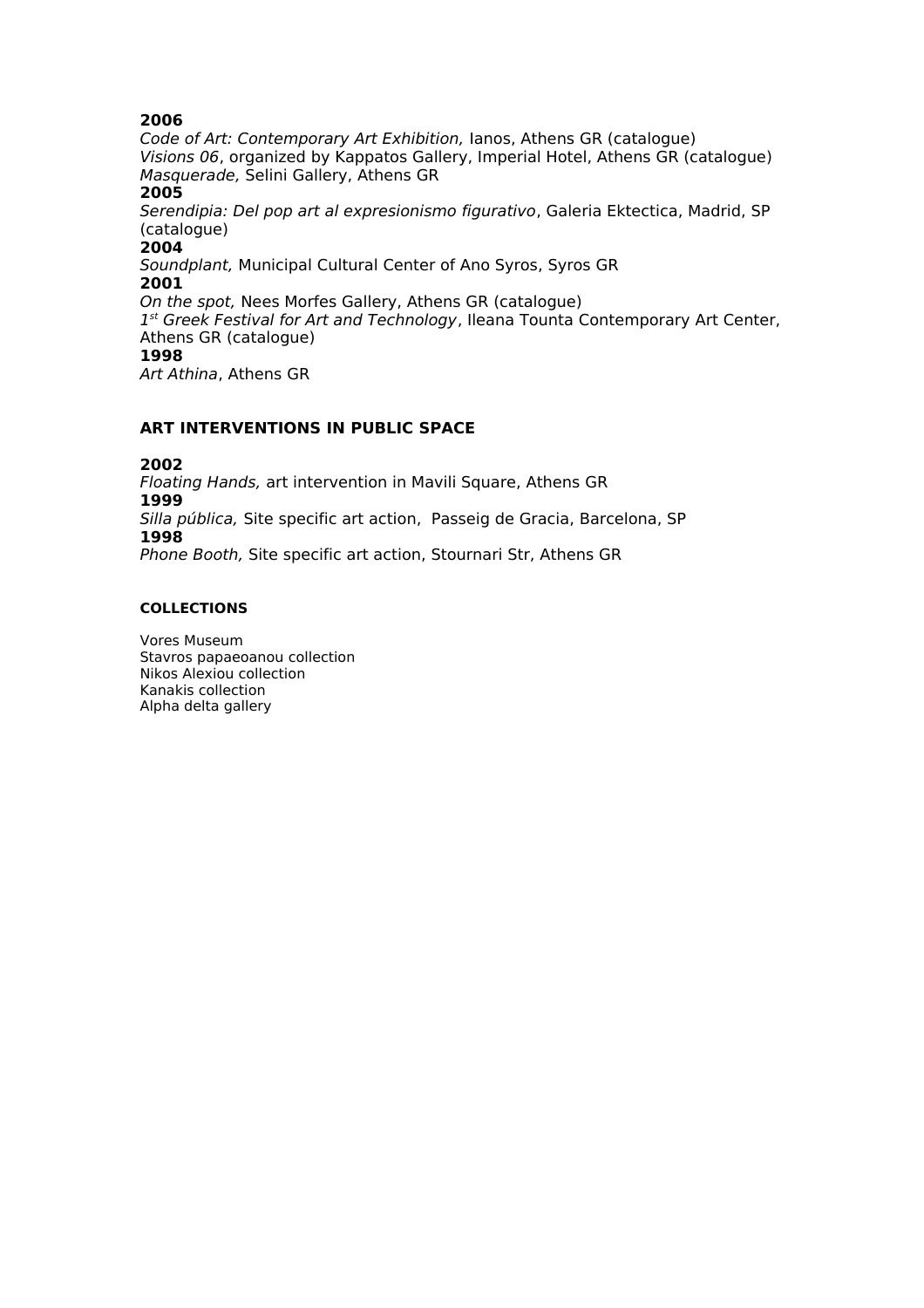**2006**
*Code of Art: Contemporary Art Exhibition,* Ianos, Athens GR (catalogue)
*Visions 06*, organized by Kappatos Gallery, Imperial Hotel, Athens GR (catalogue)
*Masquerade,* Selini Gallery, Athens GR
**2005**
*Serendipia: Del pop art al expresionismo figurativo*, Galeria Ektectica, Madrid, SP (catalogue)
**2004**
*Soundplant,* Municipal Cultural Center of Ano Syros, Syros GR
**2001**
*On the spot,* Nees Morfes Gallery, Athens GR (catalogue)
*1st Greek Festival for Art and Technology*, Ileana Tounta Contemporary Art Center, Athens GR (catalogue)
**1998**
*Art Athina*, Athens GR

## ART INTERVENTIONS IN PUBLIC SPACE

**2002**
*Floating Hands,* art intervention in Mavili Square, Athens GR
**1999**
*Silla pública,* Site specific art action, Passeig de Gracia, Barcelona, SP
**1998**
*Phone Booth,* Site specific art action, Stournari Str, Athens GR

### COLLECTIONS

Vores Museum
Stavros papaeoanou collection
Nikos Alexiou collection
Kanakis collection
Alpha delta gallery